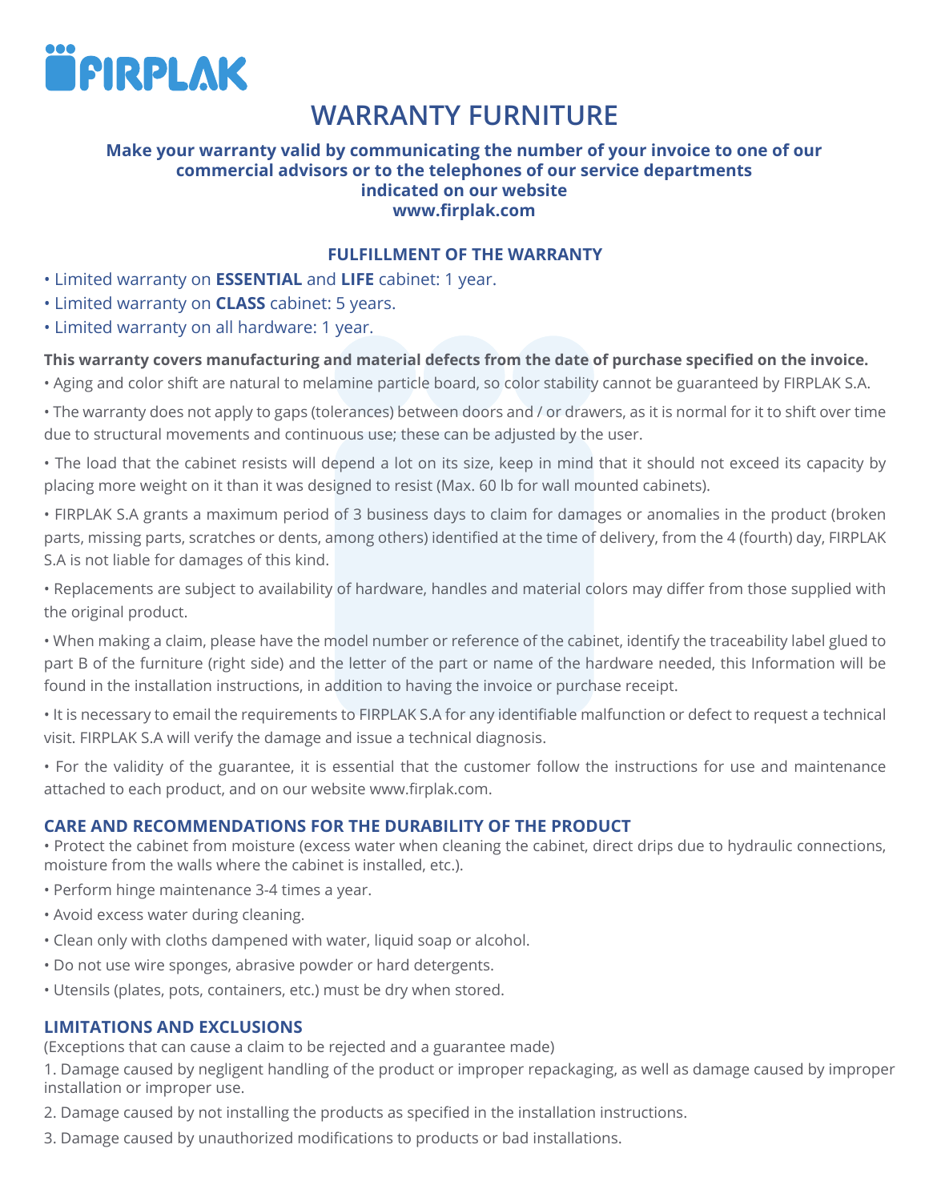FIRPLAK

# WARRANTY FURNITURE

**Make your warranty valid by communicating the number of your invoice to one of our commercial advisors or to the telephones of our service departments indicated on our website www.firplak.com**

## FULFILLMENT OF THE WARRANTY

- Limited warranty on **ESSENTIAL** and **LIFE** cabinet: 1 year.
- Limited warranty on **CLASS** cabinet: 5 years.
- Limited warranty on all hardware: 1 year.

**This warranty covers manufacturing and material defects from the date of purchase specified on the invoice.**

- Aging and color shift are natural to melamine particle board, so color stability cannot be guaranteed by FIRPLAK S.A.
- The warranty does not apply to gaps (tolerances) between doors and / or drawers, as it is normal for it to shift over time due to structural movements and continuous use; these can be adjusted by the user.
- The load that the cabinet resists will depend a lot on its size, keep in mind that it should not exceed its capacity by placing more weight on it than it was designed to resist (Max. 60 lb for wall mounted cabinets).
- FIRPLAK S.A grants a maximum period of 3 business days to claim for damages or anomalies in the product (broken parts, missing parts, scratches or dents, among others) identified at the time of delivery, from the 4 (fourth) day, FIRPLAK S.A is not liable for damages of this kind.
- Replacements are subject to availability of hardware, handles and material colors may differ from those supplied with the original product.
- When making a claim, please have the model number or reference of the cabinet, identify the traceability label glued to part B of the furniture (right side) and the letter of the part or name of the hardware needed, this Information will be found in the installation instructions, in addition to having the invoice or purchase receipt.
- It is necessary to email the requirements to FIRPLAK S.A for any identifiable malfunction or defect to request a technical visit. FIRPLAK S.A will verify the damage and issue a technical diagnosis.
- For the validity of the guarantee, it is essential that the customer follow the instructions for use and maintenance attached to each product, and on our website www.firplak.com.

## CARE AND RECOMMENDATIONS FOR THE DURABILITY OF THE PRODUCT

- Protect the cabinet from moisture (excess water when cleaning the cabinet, direct drips due to hydraulic connections, moisture from the walls where the cabinet is installed, etc.).
- Perform hinge maintenance 3-4 times a year.
- Avoid excess water during cleaning.
- Clean only with cloths dampened with water, liquid soap or alcohol.
- Do not use wire sponges, abrasive powder or hard detergents.
- Utensils (plates, pots, containers, etc.) must be dry when stored.

## LIMITATIONS AND EXCLUSIONS

(Exceptions that can cause a claim to be rejected and a guarantee made)

1. Damage caused by negligent handling of the product or improper repackaging, as well as damage caused by improper installation or improper use.
2. Damage caused by not installing the products as specified in the installation instructions.
3. Damage caused by unauthorized modifications to products or bad installations.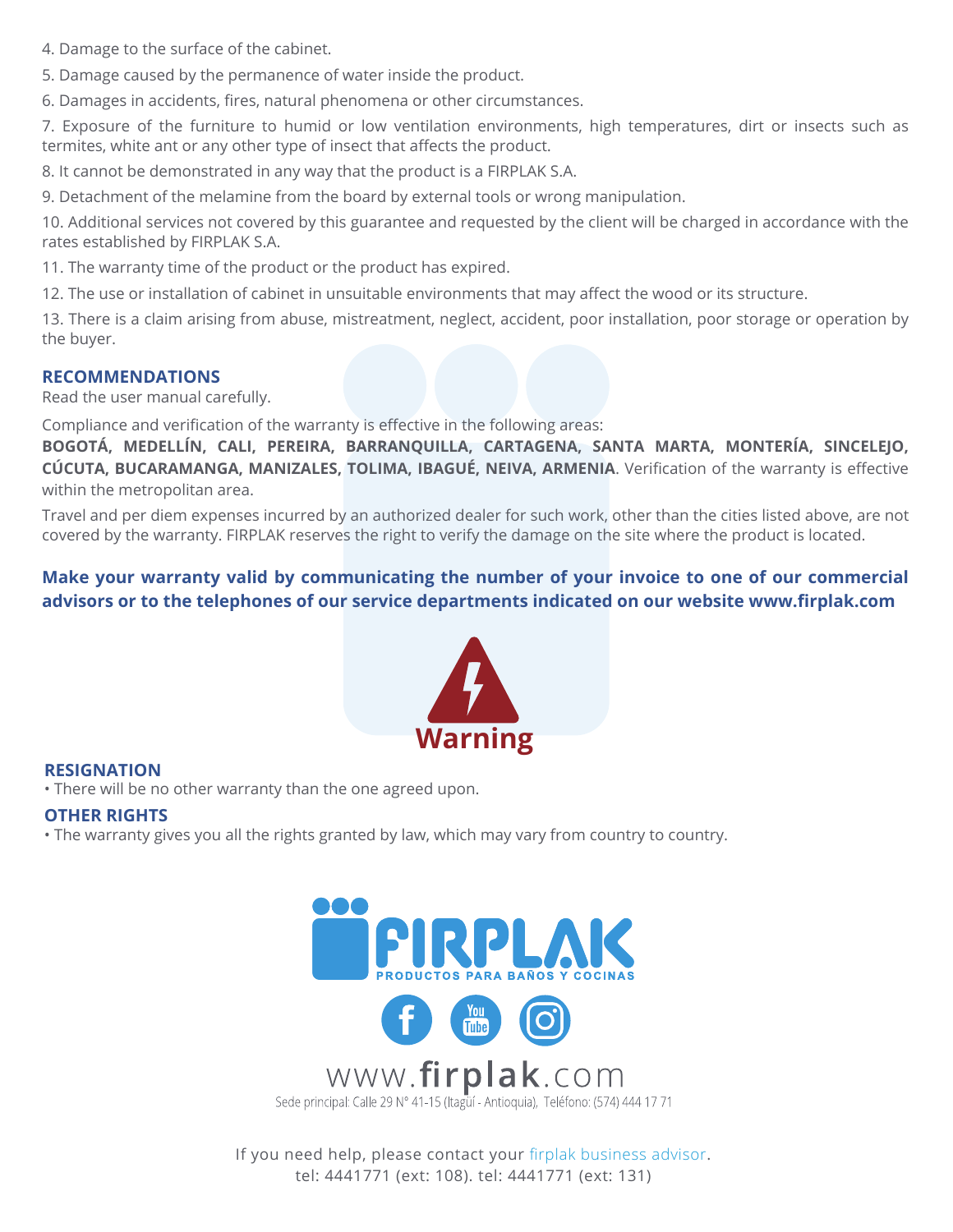4. Damage to the surface of the cabinet.
5. Damage caused by the permanence of water inside the product.
6. Damages in accidents, fires, natural phenomena or other circumstances.
7. Exposure of the furniture to humid or low ventilation environments, high temperatures, dirt or insects such as termites, white ant or any other type of insect that affects the product.
8. It cannot be demonstrated in any way that the product is a FIRPLAK S.A.
9. Detachment of the melamine from the board by external tools or wrong manipulation.
10. Additional services not covered by this guarantee and requested by the client will be charged in accordance with the rates established by FIRPLAK S.A.
11. The warranty time of the product or the product has expired.
12. The use or installation of cabinet in unsuitable environments that may affect the wood or its structure.
13. There is a claim arising from abuse, mistreatment, neglect, accident, poor installation, poor storage or operation by the buyer.

## RECOMMENDATIONS

Read the user manual carefully.

Compliance and verification of the warranty is effective in the following areas:
**BOGOTÁ, MEDELLÍN, CALI, PEREIRA, BARRANQUILLA, CARTAGENA, SANTA MARTA, MONTERÍA, SINCELEJO, CÚCUTA, BUCARAMANGA, MANIZALES, TOLIMA, IBAGUÉ, NEIVA, ARMENIA**. Verification of the warranty is effective within the metropolitan area.

Travel and per diem expenses incurred by an authorized dealer for such work, other than the cities listed above, are not covered by the warranty. FIRPLAK reserves the right to verify the damage on the site where the product is located.

**Make your warranty valid by communicating the number of your invoice to one of our commercial advisors or to the telephones of our service departments indicated on our website www.firplak.com**

Warning

## RESIGNATION

• There will be no other warranty than the one agreed upon.

## OTHER RIGHTS

• The warranty gives you all the rights granted by law, which may vary from country to country.

FIRPLAK
PRODUCTOS PARA BAÑOS Y COCINAS

www.firplak.com
Sede principal: Calle 29 N° 41-15 (Itagüí - Antioquia), Teléfono: (574) 444 17 71

If you need help, please contact your firplak business advisor.
tel: 4441771 (ext: 108). tel: 4441771 (ext: 131)